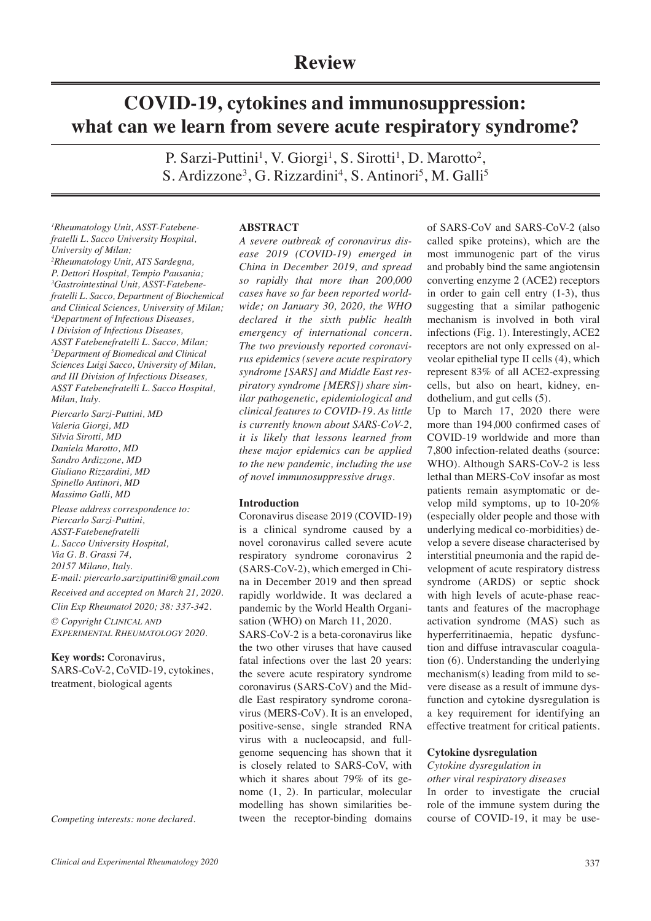# Review

# COVID-19, cytokines and immunosuppression: what can we learn from severe acute respiratory syndrome?

P. Sarzi-Puttini[1], V. Giorgi[1], S. Sirotti[1], D. Marotto[2], S. Ardizzone[3], G. Rizzardini[4], S. Antinori[5], M. Galli[5]

*[1]Rheumatology Unit, ASST-Fatebenefratelli L. Sacco University Hospital, University of Milan;*
*[2]Rheumatology Unit, ATS Sardegna, P. Dettori Hospital, Tempio Pausania;*
*[3]Gastrointestinal Unit, ASST-Fatebenefratelli L. Sacco, Department of Biochemical and Clinical Sciences, University of Milan;*
*[4]Department of Infectious Diseases, I Division of Infectious Diseases, ASST Fatebenefratelli L. Sacco, Milan;*
*[5]Department of Biomedical and Clinical Sciences Luigi Sacco, University of Milan, and III Division of Infectious Diseases, ASST Fatebenefratelli L. Sacco Hospital, Milan, Italy.*

*Piercarlo Sarzi-Puttini, MD*
*Valeria Giorgi, MD*
*Silvia Sirotti, MD*
*Daniela Marotto, MD*
*Sandro Ardizzone, MD*
*Giuliano Rizzardini, MD*
*Spinello Antinori, MD*
*Massimo Galli, MD*

*Please address correspondence to: Piercarlo Sarzi-Puttini, ASST-Fatebenefratelli L. Sacco University Hospital, Via G. B. Grassi 74, 20157 Milano, Italy.*
*E-mail: piercarlo.sarziputtini@gmail.com*

*Received and accepted on March 21, 2020.*

*Clin Exp Rheumatol 2020; 38: 337-342.*

*© Copyright Clinical and Experimental Rheumatology 2020.*

**Key words:** Coronavirus, SARS-CoV-2, CoVID-19, cytokines, treatment, biological agents

*Competing interests: none declared.*

## ABSTRACT

*A severe outbreak of coronavirus disease 2019 (COVID-19) emerged in China in December 2019, and spread so rapidly that more than 200,000 cases have so far been reported worldwide; on January 30, 2020, the WHO declared it the sixth public health emergency of international concern. The two previously reported coronavirus epidemics (severe acute respiratory syndrome [SARS] and Middle East respiratory syndrome [MERS]) share similar pathogenetic, epidemiological and clinical features to COVID-19. As little is currently known about SARS-CoV-2, it is likely that lessons learned from these major epidemics can be applied to the new pandemic, including the use of novel immunosuppressive drugs.*

## Introduction

Coronavirus disease 2019 (COVID-19) is a clinical syndrome caused by a novel coronavirus called severe acute respiratory syndrome coronavirus 2 (SARS-CoV-2), which emerged in China in December 2019 and then spread rapidly worldwide. It was declared a pandemic by the World Health Organisation (WHO) on March 11, 2020.

SARS-CoV-2 is a beta-coronavirus like the two other viruses that have caused fatal infections over the last 20 years: the severe acute respiratory syndrome coronavirus (SARS-CoV) and the Middle East respiratory syndrome coronavirus (MERS-CoV). It is an enveloped, positive-sense, single stranded RNA virus with a nucleocapsid, and full-genome sequencing has shown that it is closely related to SARS-CoV, with which it shares about 79% of its genome (1, 2). In particular, molecular modelling has shown similarities between the receptor-binding domains of SARS-CoV and SARS-CoV-2 (also called spike proteins), which are the most immunogenic part of the virus and probably bind the same angiotensin converting enzyme 2 (ACE2) receptors in order to gain cell entry (1-3), thus suggesting that a similar pathogenic mechanism is involved in both viral infections (Fig. 1). Interestingly, ACE2 receptors are not only expressed on alveolar epithelial type II cells (4), which represent 83% of all ACE2-expressing cells, but also on heart, kidney, endothelium, and gut cells (5).

Up to March 17, 2020 there were more than 194,000 confirmed cases of COVID-19 worldwide and more than 7,800 infection-related deaths (source: WHO). Although SARS-CoV-2 is less lethal than MERS-CoV insofar as most patients remain asymptomatic or develop mild symptoms, up to 10-20% (especially older people and those with underlying medical co-morbidities) develop a severe disease characterised by interstitial pneumonia and the rapid development of acute respiratory distress syndrome (ARDS) or septic shock with high levels of acute-phase reactants and features of the macrophage activation syndrome (MAS) such as hyperferritinaemia, hepatic dysfunction and diffuse intravascular coagulation (6). Understanding the underlying mechanism(s) leading from mild to severe disease as a result of immune dysfunction and cytokine dysregulation is a key requirement for identifying an effective treatment for critical patients.

## Cytokine dysregulation

### *Cytokine dysregulation in other viral respiratory diseases*

In order to investigate the crucial role of the immune system during the course of COVID-19, it may be use-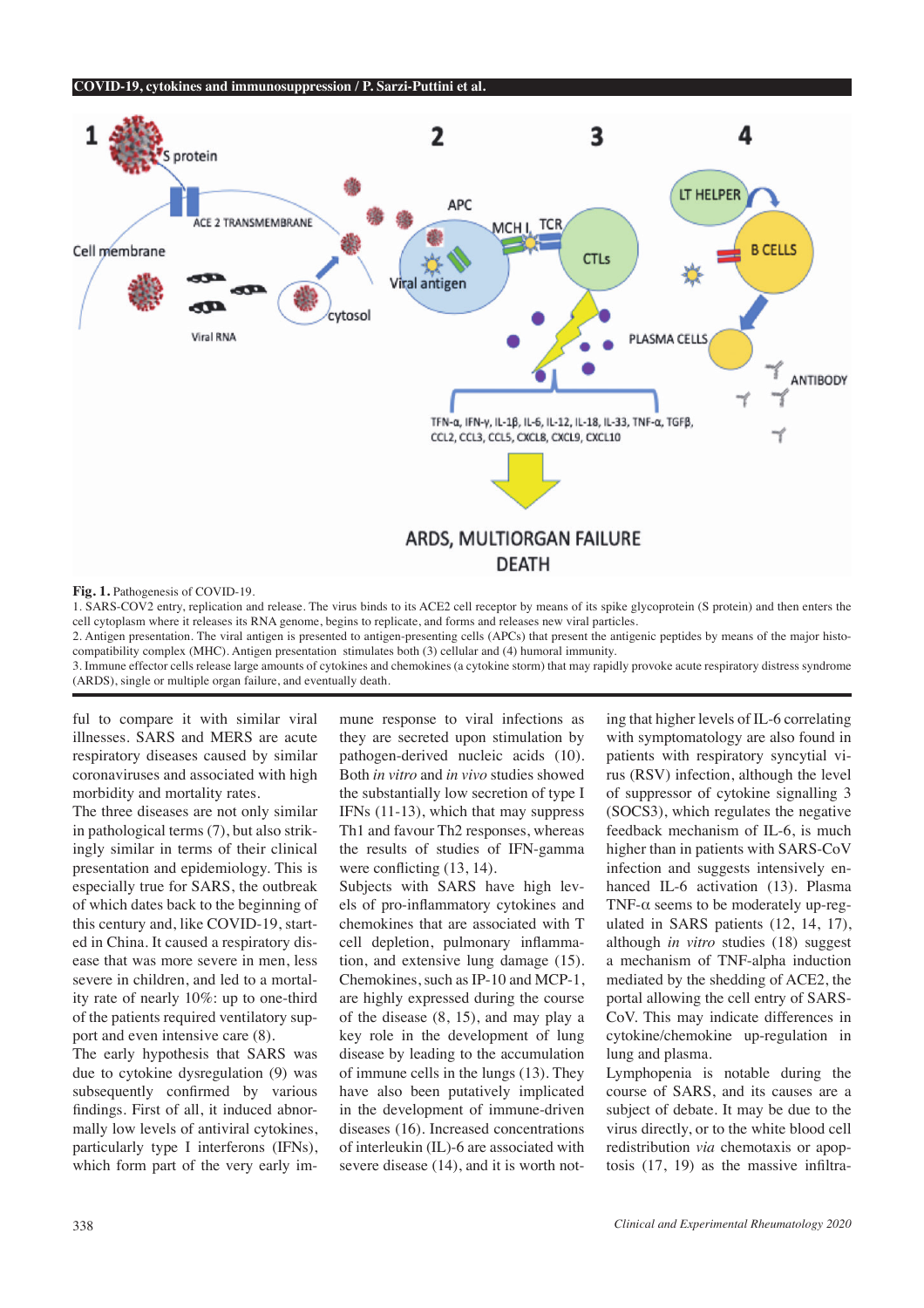**Fig. 1.** Pathogenesis of COVID-19.
1. SARS-COV2 entry, replication and release. The virus binds to its ACE2 cell receptor by means of its spike glycoprotein (S protein) and then enters the cell cytoplasm where it releases its RNA genome, begins to replicate, and forms and releases new viral particles.
2. Antigen presentation. The viral antigen is presented to antigen-presenting cells (APCs) that present the antigenic peptides by means of the major histocompatibility complex (MHC). Antigen presentation stimulates both (3) cellular and (4) humoral immunity.
3. Immune effector cells release large amounts of cytokines and chemokines (a cytokine storm) that may rapidly provoke acute respiratory distress syndrome (ARDS), single or multiple organ failure, and eventually death.

ful to compare it with similar viral illnesses. SARS and MERS are acute respiratory diseases caused by similar coronaviruses and associated with high morbidity and mortality rates.

The three diseases are not only similar in pathological terms (7), but also strikingly similar in terms of their clinical presentation and epidemiology. This is especially true for SARS, the outbreak of which dates back to the beginning of this century and, like COVID-19, started in China. It caused a respiratory disease that was more severe in men, less severe in children, and led to a mortality rate of nearly 10%: up to one-third of the patients required ventilatory support and even intensive care (8).

The early hypothesis that SARS was due to cytokine dysregulation (9) was subsequently confirmed by various findings. First of all, it induced abnormally low levels of antiviral cytokines, particularly type I interferons (IFNs), which form part of the very early immune response to viral infections as they are secreted upon stimulation by pathogen-derived nucleic acids (10). Both *in vitro* and *in vivo* studies showed the substantially low secretion of type I IFNs (11-13), which that may suppress Th1 and favour Th2 responses, whereas the results of studies of IFN-gamma were conflicting (13, 14).

Subjects with SARS have high levels of pro-inflammatory cytokines and chemokines that are associated with T cell depletion, pulmonary inflammation, and extensive lung damage (15). Chemokines, such as IP-10 and MCP-1, are highly expressed during the course of the disease (8, 15), and may play a key role in the development of lung disease by leading to the accumulation of immune cells in the lungs (13). They have also been putatively implicated in the development of immune-driven diseases (16). Increased concentrations of interleukin (IL)-6 are associated with severe disease (14), and it is worth noting that higher levels of IL-6 correlating with symptomatology are also found in patients with respiratory syncytial virus (RSV) infection, although the level of suppressor of cytokine signalling 3 (SOCS3), which regulates the negative feedback mechanism of IL-6, is much higher than in patients with SARS-CoV infection and suggests intensively enhanced IL-6 activation (13). Plasma TNF-α seems to be moderately up-regulated in SARS patients (12, 14, 17), although *in vitro* studies (18) suggest a mechanism of TNF-alpha induction mediated by the shedding of ACE2, the portal allowing the cell entry of SARS-CoV. This may indicate differences in cytokine/chemokine up-regulation in lung and plasma.

Lymphopenia is notable during the course of SARS, and its causes are a subject of debate. It may be due to the virus directly, or to the white blood cell redistribution *via* chemotaxis or apoptosis (17, 19) as the massive infiltra-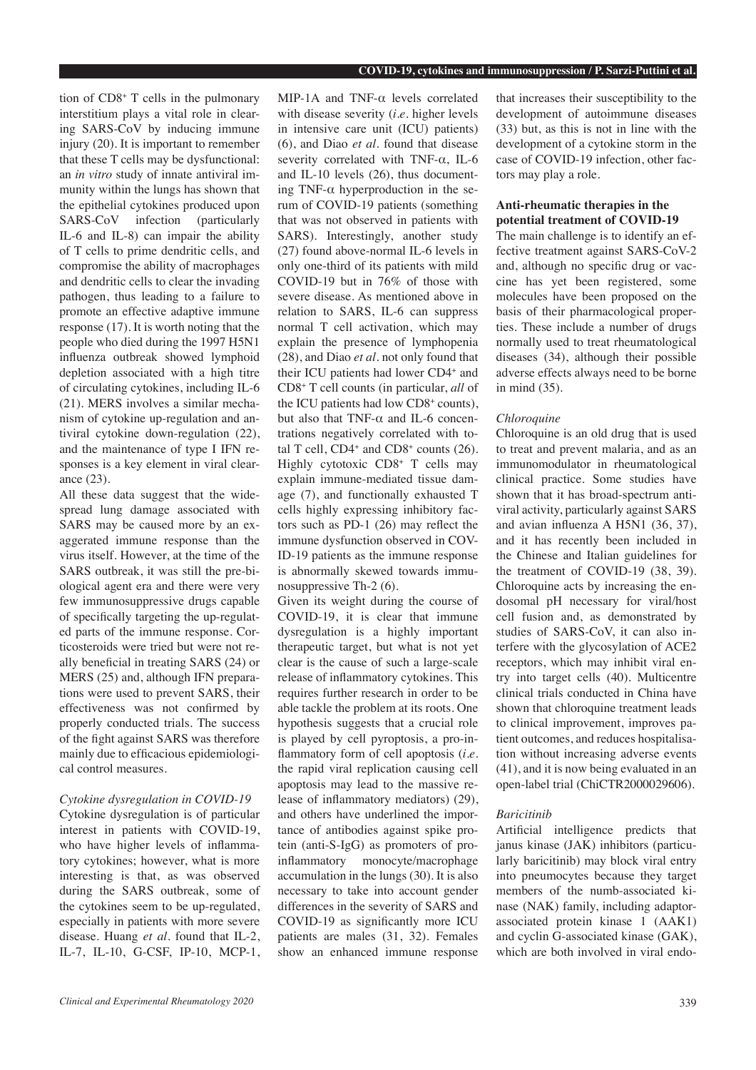tion of $CD8^+$ T cells in the pulmonary interstitium plays a vital role in clearing SARS-CoV by inducing immune injury (20). It is important to remember that these T cells may be dysfunctional: an *in vitro* study of innate antiviral immunity within the lungs has shown that the epithelial cytokines produced upon SARS-CoV infection (particularly IL-6 and IL-8) can impair the ability of T cells to prime dendritic cells, and compromise the ability of macrophages and dendritic cells to clear the invading pathogen, thus leading to a failure to promote an effective adaptive immune response (17). It is worth noting that the people who died during the 1997 H5N1 influenza outbreak showed lymphoid depletion associated with a high titre of circulating cytokines, including IL-6 (21). MERS involves a similar mechanism of cytokine up-regulation and antiviral cytokine down-regulation (22), and the maintenance of type I IFN responses is a key element in viral clearance (23).

All these data suggest that the widespread lung damage associated with SARS may be caused more by an exaggerated immune response than the virus itself. However, at the time of the SARS outbreak, it was still the pre-biological agent era and there were very few immunosuppressive drugs capable of specifically targeting the up-regulated parts of the immune response. Corticosteroids were tried but were not really beneficial in treating SARS (24) or MERS (25) and, although IFN preparations were used to prevent SARS, their effectiveness was not confirmed by properly conducted trials. The success of the fight against SARS was therefore mainly due to efficacious epidemiological control measures.

### *Cytokine dysregulation in COVID-19*

Cytokine dysregulation is of particular interest in patients with COVID-19, who have higher levels of inflammatory cytokines; however, what is more interesting is that, as was observed during the SARS outbreak, some of the cytokines seem to be up-regulated, especially in patients with more severe disease. Huang *et al.* found that IL-2, IL-7, IL-10, G-CSF, IP-10, MCP-1, MIP-1A and TNF-α levels correlated with disease severity (*i.e.* higher levels in intensive care unit (ICU) patients) (6), and Diao *et al.* found that disease severity correlated with TNF-α, IL-6 and IL-10 levels (26), thus documenting TNF-α hyperproduction in the serum of COVID-19 patients (something that was not observed in patients with SARS). Interestingly, another study (27) found above-normal IL-6 levels in only one-third of its patients with mild COVID-19 but in 76% of those with severe disease. As mentioned above in relation to SARS, IL-6 can suppress normal T cell activation, which may explain the presence of lymphopenia (28), and Diao *et al.* not only found that their ICU patients had lower $CD4^+$ and $CD8^+$ T cell counts (in particular, *all* of the ICU patients had low $CD8^+$ counts), but also that TNF-α and IL-6 concentrations negatively correlated with total T cell, $CD4^+$ and $CD8^+$ counts (26). Highly cytotoxic $CD8^+$ T cells may explain immune-mediated tissue damage (7), and functionally exhausted T cells highly expressing inhibitory factors such as PD-1 (26) may reflect the immune dysfunction observed in COVID-19 patients as the immune response is abnormally skewed towards immunosuppressive Th-2 (6).

Given its weight during the course of COVID-19, it is clear that immune dysregulation is a highly important therapeutic target, but what is not yet clear is the cause of such a large-scale release of inflammatory cytokines. This requires further research in order to be able tackle the problem at its roots. One hypothesis suggests that a crucial role is played by cell pyroptosis, a pro-inflammatory form of cell apoptosis (*i.e.* the rapid viral replication causing cell apoptosis may lead to the massive release of inflammatory mediators) (29), and others have underlined the importance of antibodies against spike protein (anti-S-IgG) as promoters of pro-inflammatory monocyte/macrophage accumulation in the lungs (30). It is also necessary to take into account gender differences in the severity of SARS and COVID-19 as significantly more ICU patients are males (31, 32). Females show an enhanced immune response that increases their susceptibility to the development of autoimmune diseases (33) but, as this is not in line with the development of a cytokine storm in the case of COVID-19 infection, other factors may play a role.

## Anti-rheumatic therapies in the potential treatment of COVID-19

The main challenge is to identify an effective treatment against SARS-CoV-2 and, although no specific drug or vaccine has yet been registered, some molecules have been proposed on the basis of their pharmacological properties. These include a number of drugs normally used to treat rheumatological diseases (34), although their possible adverse effects always need to be borne in mind (35).

### *Chloroquine*

Chloroquine is an old drug that is used to treat and prevent malaria, and as an immunomodulator in rheumatological clinical practice. Some studies have shown that it has broad-spectrum antiviral activity, particularly against SARS and avian influenza A H5N1 (36, 37), and it has recently been included in the Chinese and Italian guidelines for the treatment of COVID-19 (38, 39). Chloroquine acts by increasing the endosomal pH necessary for viral/host cell fusion and, as demonstrated by studies of SARS-CoV, it can also interfere with the glycosylation of ACE2 receptors, which may inhibit viral entry into target cells (40). Multicentre clinical trials conducted in China have shown that chloroquine treatment leads to clinical improvement, improves patient outcomes, and reduces hospitalisation without increasing adverse events (41), and it is now being evaluated in an open-label trial (ChiCTR2000029606).

### *Baricitinib*

Artificial intelligence predicts that janus kinase (JAK) inhibitors (particularly baricitinib) may block viral entry into pneumocytes because they target members of the numb-associated kinase (NAK) family, including adaptor-associated protein kinase 1 (AAK1) and cyclin G-associated kinase (GAK), which are both involved in viral endo-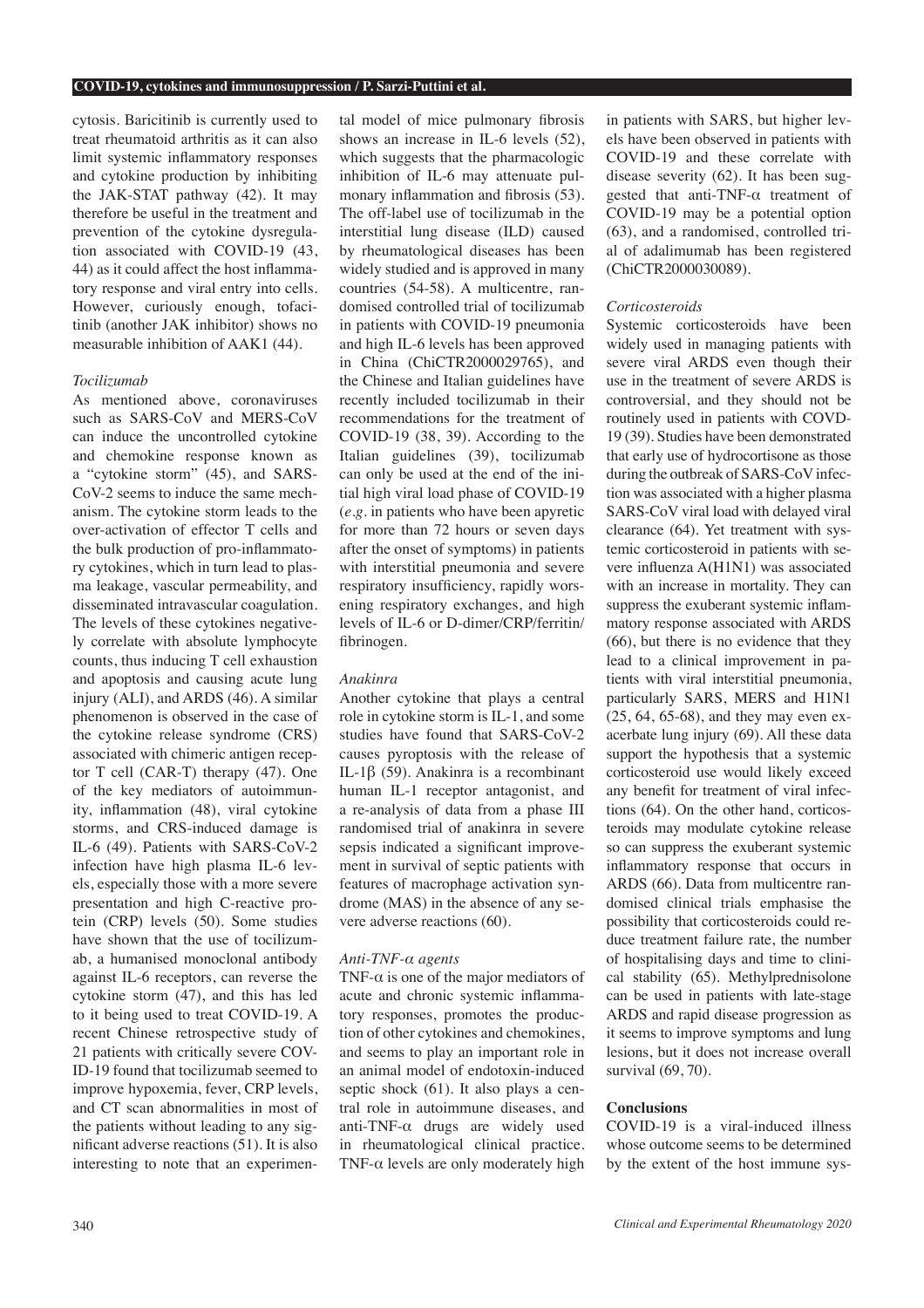cytosis. Baricitinib is currently used to treat rheumatoid arthritis as it can also limit systemic inflammatory responses and cytokine production by inhibiting the JAK-STAT pathway (42). It may therefore be useful in the treatment and prevention of the cytokine dysregulation associated with COVID-19 (43, 44) as it could affect the host inflammatory response and viral entry into cells. However, curiously enough, tofacitinib (another JAK inhibitor) shows no measurable inhibition of AAK1 (44).

*Tocilizumab*

As mentioned above, coronaviruses such as SARS-CoV and MERS-CoV can induce the uncontrolled cytokine and chemokine response known as a "cytokine storm" (45), and SARS-CoV-2 seems to induce the same mechanism. The cytokine storm leads to the over-activation of effector T cells and the bulk production of pro-inflammatory cytokines, which in turn lead to plasma leakage, vascular permeability, and disseminated intravascular coagulation. The levels of these cytokines negatively correlate with absolute lymphocyte counts, thus inducing T cell exhaustion and apoptosis and causing acute lung injury (ALI), and ARDS (46). A similar phenomenon is observed in the case of the cytokine release syndrome (CRS) associated with chimeric antigen receptor T cell (CAR-T) therapy (47). One of the key mediators of autoimmunity, inflammation (48), viral cytokine storms, and CRS-induced damage is IL-6 (49). Patients with SARS-CoV-2 infection have high plasma IL-6 levels, especially those with a more severe presentation and high C-reactive protein (CRP) levels (50). Some studies have shown that the use of tocilizumab, a humanised monoclonal antibody against IL-6 receptors, can reverse the cytokine storm (47), and this has led to it being used to treat COVID-19. A recent Chinese retrospective study of 21 patients with critically severe COVID-19 found that tocilizumab seemed to improve hypoxemia, fever, CRP levels, and CT scan abnormalities in most of the patients without leading to any significant adverse reactions (51). It is also interesting to note that an experimental model of mice pulmonary fibrosis shows an increase in IL-6 levels (52), which suggests that the pharmacologic inhibition of IL-6 may attenuate pulmonary inflammation and fibrosis (53). The off-label use of tocilizumab in the interstitial lung disease (ILD) caused by rheumatological diseases has been widely studied and is approved in many countries (54-58). A multicentre, randomised controlled trial of tocilizumab in patients with COVID-19 pneumonia and high IL-6 levels has been approved in China (ChiCTR2000029765), and the Chinese and Italian guidelines have recently included tocilizumab in their recommendations for the treatment of COVID-19 (38, 39). According to the Italian guidelines (39), tocilizumab can only be used at the end of the initial high viral load phase of COVID-19 (*e.g.* in patients who have been apyretic for more than 72 hours or seven days after the onset of symptoms) in patients with interstitial pneumonia and severe respiratory insufficiency, rapidly worsening respiratory exchanges, and high levels of IL-6 or D-dimer/CRP/ferritin/fibrinogen.

*Anakinra*

Another cytokine that plays a central role in cytokine storm is IL-1, and some studies have found that SARS-CoV-2 causes pyroptosis with the release of IL-1β (59). Anakinra is a recombinant human IL-1 receptor antagonist, and a re-analysis of data from a phase III randomised trial of anakinra in severe sepsis indicated a significant improvement in survival of septic patients with features of macrophage activation syndrome (MAS) in the absence of any severe adverse reactions (60).

*Anti-TNF-α agents*

TNF-α is one of the major mediators of acute and chronic systemic inflammatory responses, promotes the production of other cytokines and chemokines, and seems to play an important role in an animal model of endotoxin-induced septic shock (61). It also plays a central role in autoimmune diseases, and anti-TNF-α drugs are widely used in rheumatological clinical practice. TNF-α levels are only moderately high in patients with SARS, but higher levels have been observed in patients with COVID-19 and these correlate with disease severity (62). It has been suggested that anti-TNF-α treatment of COVID-19 may be a potential option (63), and a randomised, controlled trial of adalimumab has been registered (ChiCTR2000030089).

*Corticosteroids*

Systemic corticosteroids have been widely used in managing patients with severe viral ARDS even though their use in the treatment of severe ARDS is controversial, and they should not be routinely used in patients with COVD-19 (39). Studies have been demonstrated that early use of hydrocortisone as those during the outbreak of SARS-CoV infection was associated with a higher plasma SARS-CoV viral load with delayed viral clearance (64). Yet treatment with systemic corticosteroid in patients with severe influenza A(H1N1) was associated with an increase in mortality. They can suppress the exuberant systemic inflammatory response associated with ARDS (66), but there is no evidence that they lead to a clinical improvement in patients with viral interstitial pneumonia, particularly SARS, MERS and H1N1 (25, 64, 65-68), and they may even exacerbate lung injury (69). All these data support the hypothesis that a systemic corticosteroid use would likely exceed any benefit for treatment of viral infections (64). On the other hand, corticosteroids may modulate cytokine release so can suppress the exuberant systemic inflammatory response that occurs in ARDS (66). Data from multicentre randomised clinical trials emphasise the possibility that corticosteroids could reduce treatment failure rate, the number of hospitalising days and time to clinical stability (65). Methylprednisolone can be used in patients with late-stage ARDS and rapid disease progression as it seems to improve symptoms and lung lesions, but it does not increase overall survival (69, 70).

## Conclusions

COVID-19 is a viral-induced illness whose outcome seems to be determined by the extent of the host immune sys-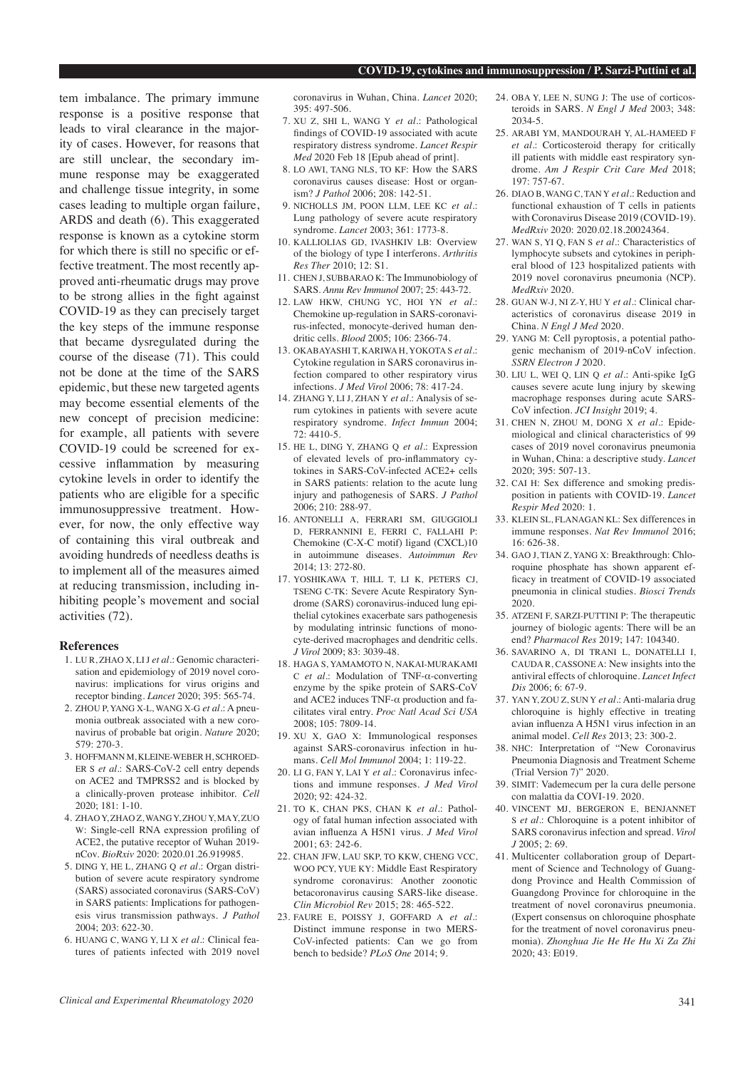tem imbalance. The primary immune response is a positive response that leads to viral clearance in the majority of cases. However, for reasons that are still unclear, the secondary immune response may be exaggerated and challenge tissue integrity, in some cases leading to multiple organ failure, ARDS and death (6). This exaggerated response is known as a cytokine storm for which there is still no specific or effective treatment. The most recently approved anti-rheumatic drugs may prove to be strong allies in the fight against COVID-19 as they can precisely target the key steps of the immune response that became dysregulated during the course of the disease (71). This could not be done at the time of the SARS epidemic, but these new targeted agents may become essential elements of the new concept of precision medicine: for example, all patients with severe COVID-19 could be screened for excessive inflammation by measuring cytokine levels in order to identify the patients who are eligible for a specific immunosuppressive treatment. However, for now, the only effective way of containing this viral outbreak and avoiding hundreds of needless deaths is to implement all of the measures aimed at reducing transmission, including inhibiting people's movement and social activities (72).

## References

1. LU R, ZHAO X, LI J *et al.*: Genomic characterisation and epidemiology of 2019 novel coronavirus: implications for virus origins and receptor binding. *Lancet* 2020; 395: 565-74.
2. ZHOU P, YANG X-L, WANG X-G *et al.*: A pneumonia outbreak associated with a new coronavirus of probable bat origin. *Nature* 2020; 579: 270-3.
3. HOFFMANN M, KLEINE-WEBER H, SCHROEDER S *et al.*: SARS-CoV-2 cell entry depends on ACE2 and TMPRSS2 and is blocked by a clinically-proven protease inhibitor. *Cell* 2020; 181: 1-10.
4. ZHAO Y, ZHAO Z, WANG Y, ZHOU Y, MA Y, ZUO W: Single-cell RNA expression profiling of ACE2, the putative receptor of Wuhan 2019-nCov. *BioRxiv* 2020: 2020.01.26.919985.
5. DING Y, HE L, ZHANG Q *et al.*: Organ distribution of severe acute respiratory syndrome (SARS) associated coronavirus (SARS-CoV) in SARS patients: Implications for pathogenesis virus transmission pathways. *J Pathol* 2004; 203: 622-30.
6. HUANG C, WANG Y, LI X *et al.*: Clinical features of patients infected with 2019 novel coronavirus in Wuhan, China. *Lancet* 2020; 395: 497-506.
7. XU Z, SHI L, WANG Y *et al.*: Pathological findings of COVID-19 associated with acute respiratory distress syndrome. *Lancet Respir Med* 2020 Feb 18 [Epub ahead of print].
8. LO AWI, TANG NLS, TO KF: How the SARS coronavirus causes disease: Host or organism? *J Pathol* 2006; 208: 142-51.
9. NICHOLLS JM, POON LLM, LEE KC *et al.*: Lung pathology of severe acute respiratory syndrome. *Lancet* 2003; 361: 1773-8.
10. KALLIOLIAS GD, IVASHKIV LB: Overview of the biology of type I interferons. *Arthritis Res Ther* 2010; 12: S1.
11. CHEN J, SUBBARAO K: The Immunobiology of SARS. *Annu Rev Immunol* 2007; 25: 443-72.
12. LAW HKW, CHUNG YC, HOI YN *et al.*: Chemokine up-regulation in SARS-coronavirus-infected, monocyte-derived human dendritic cells. *Blood* 2005; 106: 2366-74.
13. OKABAYASHI T, KARIWA H, YOKOTA S *et al.*: Cytokine regulation in SARS coronavirus infection compared to other respiratory virus infections. *J Med Virol* 2006; 78: 417-24.
14. ZHANG Y, LI J, ZHAN Y *et al.*: Analysis of serum cytokines in patients with severe acute respiratory syndrome. *Infect Immun* 2004; 72: 4410-5.
15. HE L, DING Y, ZHANG Q *et al.*: Expression of elevated levels of pro-inflammatory cytokines in SARS-CoV-infected ACE2+ cells in SARS patients: relation to the acute lung injury and pathogenesis of SARS. *J Pathol* 2006; 210: 288-97.
16. ANTONELLI A, FERRARI SM, GIUGGIOLI D, FERRANNINI E, FERRI C, FALLAHI P: Chemokine (C-X-C motif) ligand (CXCL)10 in autoimmune diseases. *Autoimmun Rev* 2014; 13: 272-80.
17. YOSHIKAWA T, HILL T, LI K, PETERS CJ, TSENG C-TK: Severe Acute Respiratory Syndrome (SARS) coronavirus-induced lung epithelial cytokines exacerbate sars pathogenesis by modulating intrinsic functions of monocyte-derived macrophages and dendritic cells. *J Virol* 2009; 83: 3039-48.
18. HAGA S, YAMAMOTO N, NAKAI-MURAKAMI C *et al.*: Modulation of TNF-α-converting enzyme by the spike protein of SARS-CoV and ACE2 induces TNF-α production and facilitates viral entry. *Proc Natl Acad Sci USA* 2008; 105: 7809-14.
19. XU X, GAO X: Immunological responses against SARS-coronavirus infection in humans. *Cell Mol Immunol* 2004; 1: 119-22.
20. LI G, FAN Y, LAI Y *et al.*: Coronavirus infections and immune responses. *J Med Virol* 2020; 92: 424-32.
21. TO K, CHAN PKS, CHAN K *et al.*: Pathology of fatal human infection associated with avian influenza A H5N1 virus. *J Med Virol* 2001; 63: 242-6.
22. CHAN JFW, LAU SKP, TO KKW, CHENG VCC, WOO PCY, YUE KY: Middle East Respiratory syndrome coronavirus: Another zoonotic betacoronavirus causing SARS-like disease. *Clin Microbiol Rev* 2015; 28: 465-522.
23. FAURE E, POISSY J, GOFFARD A *et al.*: Distinct immune response in two MERS-CoV-infected patients: Can we go from bench to bedside? *PLoS One* 2014; 9.
24. OBA Y, LEE N, SUNG J: The use of corticosteroids in SARS. *N Engl J Med* 2003; 348: 2034-5.
25. ARABI YM, MANDOURAH Y, AL-HAMEED F *et al.*: Corticosteroid therapy for critically ill patients with middle east respiratory syndrome. *Am J Respir Crit Care Med* 2018; 197: 757-67.
26. DIAO B, WANG C, TAN Y *et al.*: Reduction and functional exhaustion of T cells in patients with Coronavirus Disease 2019 (COVID-19). *MedRxiv* 2020: 2020.02.18.20024364.
27. WAN S, YI Q, FAN S *et al.*: Characteristics of lymphocyte subsets and cytokines in peripheral blood of 123 hospitalized patients with 2019 novel coronavirus pneumonia (NCP). *MedRxiv* 2020.
28. GUAN W-J, NI Z-Y, HU Y *et al.*: Clinical characteristics of coronavirus disease 2019 in China. *N Engl J Med* 2020.
29. YANG M: Cell pyroptosis, a potential pathogenic mechanism of 2019-nCoV infection. *SSRN Electron J* 2020.
30. LIU L, WEI Q, LIN Q *et al.*: Anti-spike IgG causes severe acute lung injury by skewing macrophage responses during acute SARS-CoV infection. *JCI Insight* 2019; 4.
31. CHEN N, ZHOU M, DONG X *et al.*: Epidemiological and clinical characteristics of 99 cases of 2019 novel coronavirus pneumonia in Wuhan, China: a descriptive study. *Lancet* 2020; 395: 507-13.
32. CAI H: Sex difference and smoking predisposition in patients with COVID-19. *Lancet Respir Med* 2020: 1.
33. KLEIN SL, FLANAGAN KL: Sex differences in immune responses. *Nat Rev Immunol* 2016; 16: 626-38.
34. GAO J, TIAN Z, YANG X: Breakthrough: Chloroquine phosphate has shown apparent efficacy in treatment of COVID-19 associated pneumonia in clinical studies. *Biosci Trends* 2020.
35. ATZENI F, SARZI-PUTTINI P: The therapeutic journey of biologic agents: There will be an end? *Pharmacol Res* 2019; 147: 104340.
36. SAVARINO A, DI TRANI L, DONATELLI I, CAUDA R, CASSONE A: New insights into the antiviral effects of chloroquine. *Lancet Infect Dis* 2006; 6: 67-9.
37. YAN Y, ZOU Z, SUN Y *et al.*: Anti-malaria drug chloroquine is highly effective in treating avian influenza A H5N1 virus infection in an animal model. *Cell Res* 2013; 23: 300-2.
38. NHC: Interpretation of "New Coronavirus Pneumonia Diagnosis and Treatment Scheme (Trial Version 7)" 2020.
39. SIMIT: Vademecum per la cura delle persone con malattia da COVI-19. 2020.
40. VINCENT MJ, BERGERON E, BENJANNET S *et al.*: Chloroquine is a potent inhibitor of SARS coronavirus infection and spread. *Virol J* 2005; 2: 69.
41. Multicenter collaboration group of Department of Science and Technology of Guangdong Province and Health Commission of Guangdong Province for chloroquine in the treatment of novel coronavirus pneumonia. (Expert consensus on chloroquine phosphate for the treatment of novel coronavirus pneumonia). *Zhonghua Jie He He Hu Xi Za Zhi* 2020; 43: E019.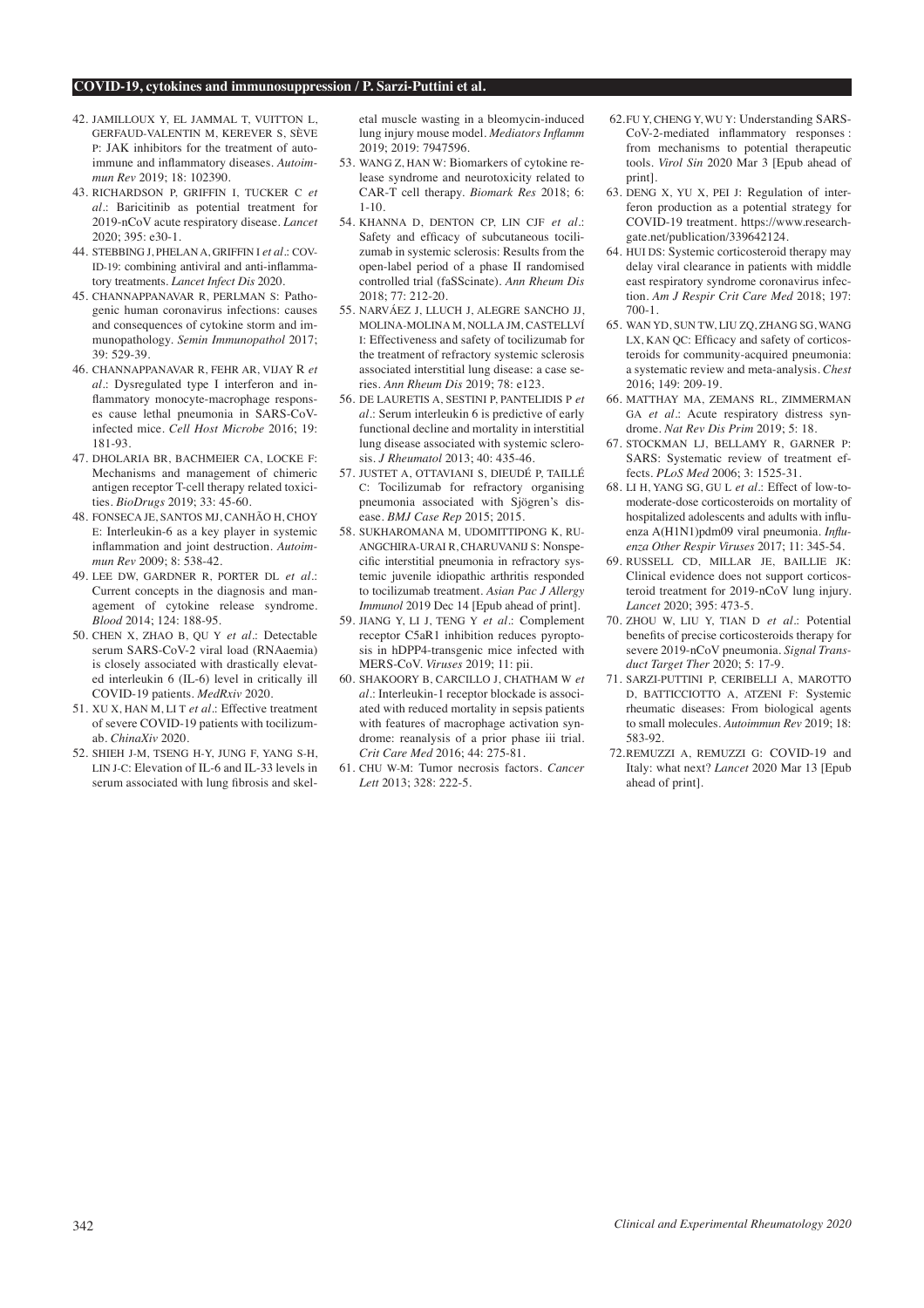42. JAMILLOUX Y, EL JAMMAL T, VUITTON L, GERFAUD-VALENTIN M, KEREVER S, SÈVE P: JAK inhibitors for the treatment of autoimmune and inflammatory diseases. *Autoimmun Rev* 2019; 18: 102390.
43. RICHARDSON P, GRIFFIN I, TUCKER C *et al*.: Baricitinib as potential treatment for 2019-nCoV acute respiratory disease. *Lancet* 2020; 395: e30-1.
44. STEBBING J, PHELAN A, GRIFFIN I *et al*.: COVID-19: combining antiviral and anti-inflammatory treatments. *Lancet Infect Dis* 2020.
45. CHANNAPPANAVAR R, PERLMAN S: Pathogenic human coronavirus infections: causes and consequences of cytokine storm and immunopathology. *Semin Immunopathol* 2017; 39: 529-39.
46. CHANNAPPANAVAR R, FEHR AR, VIJAY R *et al*.: Dysregulated type I interferon and inflammatory monocyte-macrophage responses cause lethal pneumonia in SARS-CoV-infected mice. *Cell Host Microbe* 2016; 19: 181-93.
47. DHOLARIA BR, BACHMEIER CA, LOCKE F: Mechanisms and management of chimeric antigen receptor T-cell therapy related toxicities. *BioDrugs* 2019; 33: 45-60.
48. FONSECA JE, SANTOS MJ, CANHÃO H, CHOY E: Interleukin-6 as a key player in systemic inflammation and joint destruction. *Autoimmun Rev* 2009; 8: 538-42.
49. LEE DW, GARDNER R, PORTER DL *et al*.: Current concepts in the diagnosis and management of cytokine release syndrome. *Blood* 2014; 124: 188-95.
50. CHEN X, ZHAO B, QU Y *et al*.: Detectable serum SARS-CoV-2 viral load (RNAaemia) is closely associated with drastically elevated interleukin 6 (IL-6) level in critically ill COVID-19 patients. *MedRxiv* 2020.
51. XU X, HAN M, LI T *et al*.: Effective treatment of severe COVID-19 patients with tocilizumab. *ChinaXiv* 2020.
52. SHIEH J-M, TSENG H-Y, JUNG F, YANG S-H, LIN J-C: Elevation of IL-6 and IL-33 levels in serum associated with lung fibrosis and skeletal muscle wasting in a bleomycin-induced lung injury mouse model. *Mediators Inflamm* 2019; 2019: 7947596.
53. WANG Z, HAN W: Biomarkers of cytokine release syndrome and neurotoxicity related to CAR-T cell therapy. *Biomark Res* 2018; 6: 1-10.
54. KHANNA D, DENTON CP, LIN CJF *et al*.: Safety and efficacy of subcutaneous tocilizumab in systemic sclerosis: Results from the open-label period of a phase II randomised controlled trial (faSScinate). *Ann Rheum Dis* 2018; 77: 212-20.
55. NARVÁEZ J, LLUCH J, ALEGRE SANCHO JJ, MOLINA-MOLINA M, NOLLA JM, CASTELLVÍ I: Effectiveness and safety of tocilizumab for the treatment of refractory systemic sclerosis associated interstitial lung disease: a case series. *Ann Rheum Dis* 2019; 78: e123.
56. DE LAURETIS A, SESTINI P, PANTELIDIS P *et al*.: Serum interleukin 6 is predictive of early functional decline and mortality in interstitial lung disease associated with systemic sclerosis. *J Rheumatol* 2013; 40: 435-46.
57. JUSTET A, OTTAVIANI S, DIEUDÉ P, TAILLÉ C: Tocilizumab for refractory organising pneumonia associated with Sjögren's disease. *BMJ Case Rep* 2015; 2015.
58. SUKHAROMANA M, UDOMITTIPONG K, RUANGCHIRA-URAI R, CHARUVANIJ S: Nonspecific interstitial pneumonia in refractory systemic juvenile idiopathic arthritis responded to tocilizumab treatment. *Asian Pac J Allergy Immunol* 2019 Dec 14 [Epub ahead of print].
59. JIANG Y, LI J, TENG Y *et al*.: Complement receptor C5aR1 inhibition reduces pyroptosis in hDPP4-transgenic mice infected with MERS-CoV. *Viruses* 2019; 11: pii.
60. SHAKOORY B, CARCILLO J, CHATHAM W *et al*.: Interleukin-1 receptor blockade is associated with reduced mortality in sepsis patients with features of macrophage activation syndrome: reanalysis of a prior phase iii trial. *Crit Care Med* 2016; 44: 275-81.
61. CHU W-M: Tumor necrosis factors. *Cancer Lett* 2013; 328: 222-5.
62. FU Y, CHENG Y, WU Y: Understanding SARS-CoV-2-mediated inflammatory responses: from mechanisms to potential therapeutic tools. *Virol Sin* 2020 Mar 3 [Epub ahead of print].
63. DENG X, YU X, PEI J: Regulation of interferon production as a potential strategy for COVID-19 treatment. https://www.researchgate.net/publication/339642124.
64. HUI DS: Systemic corticosteroid therapy may delay viral clearance in patients with middle east respiratory syndrome coronavirus infection. *Am J Respir Crit Care Med* 2018; 197: 700-1.
65. WAN YD, SUN TW, LIU ZQ, ZHANG SG, WANG LX, KAN QC: Efficacy and safety of corticosteroids for community-acquired pneumonia: a systematic review and meta-analysis. *Chest* 2016; 149: 209-19.
66. MATTHAY MA, ZEMANS RL, ZIMMERMAN GA *et al*.: Acute respiratory distress syndrome. *Nat Rev Dis Prim* 2019; 5: 18.
67. STOCKMAN LJ, BELLAMY R, GARNER P: SARS: Systematic review of treatment effects. *PLoS Med* 2006; 3: 1525-31.
68. LI H, YANG SG, GU L *et al*.: Effect of low-to-moderate-dose corticosteroids on mortality of hospitalized adolescents and adults with influenza A(H1N1)pdm09 viral pneumonia. *Influenza Other Respir Viruses* 2017; 11: 345-54.
69. RUSSELL CD, MILLAR JE, BAILLIE JK: Clinical evidence does not support corticosteroid treatment for 2019-nCoV lung injury. *Lancet* 2020; 395: 473-5.
70. ZHOU W, LIU Y, TIAN D *et al*.: Potential benefits of precise corticosteroids therapy for severe 2019-nCoV pneumonia. *Signal Transduct Target Ther* 2020; 5: 17-9.
71. SARZI-PUTTINI P, CERIBELLI A, MAROTTO D, BATTICCIOTTO A, ATZENI F: Systemic rheumatic diseases: From biological agents to small molecules. *Autoimmun Rev* 2019; 18: 583-92.
72. REMUZZI A, REMUZZI G: COVID-19 and Italy: what next? *Lancet* 2020 Mar 13 [Epub ahead of print].